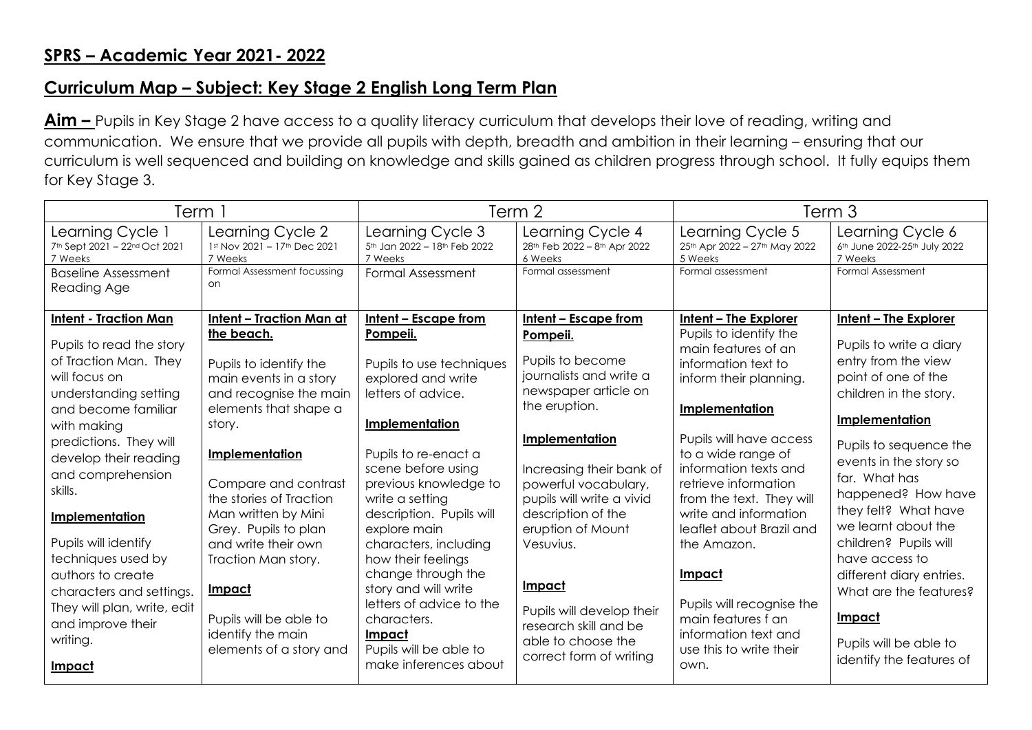## SPRS – Academic Year 2021- 2022

## Curriculum Map – Subject: Key Stage 2 English Long Term Plan

**Aim –** Pupils in Key Stage 2 have access to a quality literacy curriculum that develops their love of reading, writing and communication. We ensure that we provide all pupils with depth, breadth and ambition in their learning – ensuring that our curriculum is well sequenced and building on knowledge and skills gained as children progress through school. It fully equips them for Key Stage 3.

| Term 1 | | Term 2 | | Term 3 | |
|---|---|---|---|---|---|
| Learning Cycle 1<br>7th Sept 2021 – 22nd Oct 2021<br>7 Weeks | Learning Cycle 2<br>1st Nov 2021 – 17th Dec 2021<br>7 Weeks | Learning Cycle 3<br>5th Jan 2022 – 18th Feb 2022<br>7 Weeks | Learning Cycle 4<br>28th Feb 2022 – 8th Apr 2022<br>6 Weeks | Learning Cycle 5<br>25th Apr 2022 – 27th May 2022<br>5 Weeks | Learning Cycle 6<br>6th June 2022-25th July 2022<br>7 Weeks |
| Baseline Assessment<br>Reading Age | Formal Assessment focussing on | Formal Assessment | Formal assessment | Formal assessment | Formal Assessment |
| **Intent - Traction Man**<br><br>Pupils to read the story of Traction Man. They will focus on understanding setting and become familiar with making predictions. They will develop their reading and comprehension skills.<br><br>**Implementation**<br><br>Pupils will identify techniques used by authors to create characters and settings. They will plan, write, edit and improve their writing.<br><br>**Impact** | **Intent – Traction Man at the beach.**<br><br>Pupils to identify the main events in a story and recognise the main elements that shape a story.<br><br>**Implementation**<br><br>Compare and contrast the stories of Traction Man written by Mini Grey. Pupils to plan and write their own Traction Man story.<br><br>**Impact**<br><br>Pupils will be able to identify the main elements of a story and | **Intent – Escape from Pompeii.**<br><br>Pupils to use techniques explored and write letters of advice.<br><br>**Implementation**<br><br>Pupils to re-enact a scene before using previous knowledge to write a setting description. Pupils will explore main characters, including how their feelings change through the story and will write letters of advice to the characters.<br>**Impact**<br>Pupils will be able to make inferences about | **Intent – Escape from Pompeii.**<br><br>Pupils to become journalists and write a newspaper article on the eruption.<br><br>**Implementation**<br><br>Increasing their bank of powerful vocabulary, pupils will write a vivid description of the eruption of Mount Vesuvius.<br><br>**Impact**<br><br>Pupils will develop their research skill and be able to choose the correct form of writing | **Intent – The Explorer**<br>Pupils to identify the main features of an information text to inform their planning.<br><br>**Implementation**<br><br>Pupils will have access to a wide range of information texts and retrieve information from the text. They will write and information leaflet about Brazil and the Amazon.<br><br>**Impact**<br><br>Pupils will recognise the main features f an information text and use this to write their own. | **Intent – The Explorer**<br><br>Pupils to write a diary entry from the view point of one of the children in the story.<br><br>**Implementation**<br><br>Pupils to sequence the events in the story so far. What has happened? How have they felt? What have we learnt about the children? Pupils will have access to different diary entries. What are the features?<br><br>**Impact**<br><br>Pupils will be able to identify the features of |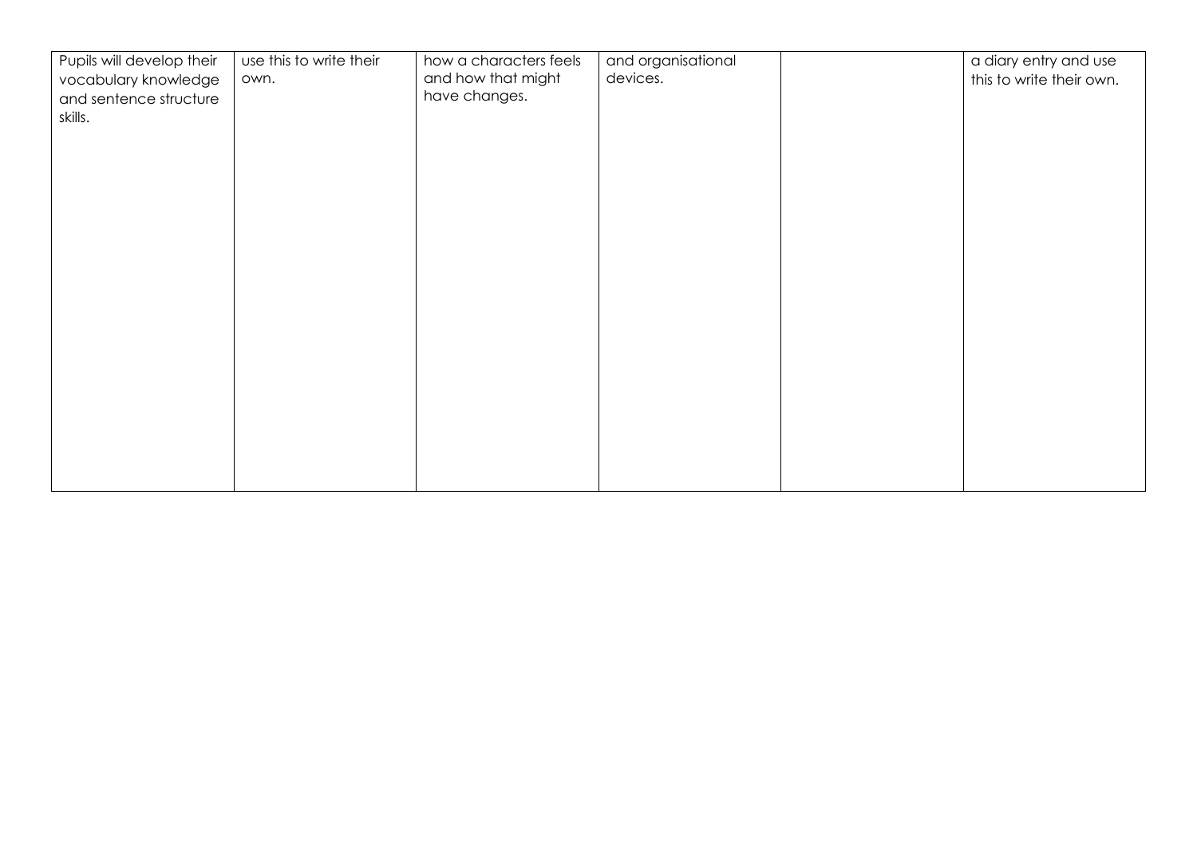| | | | | | |
|---|---|---|---|---|---|
| Pupils will develop their vocabulary knowledge and sentence structure skills. | use this to write their own. | how a characters feels and how that might have changes. | and organisational devices. | | a diary entry and use this to write their own. |